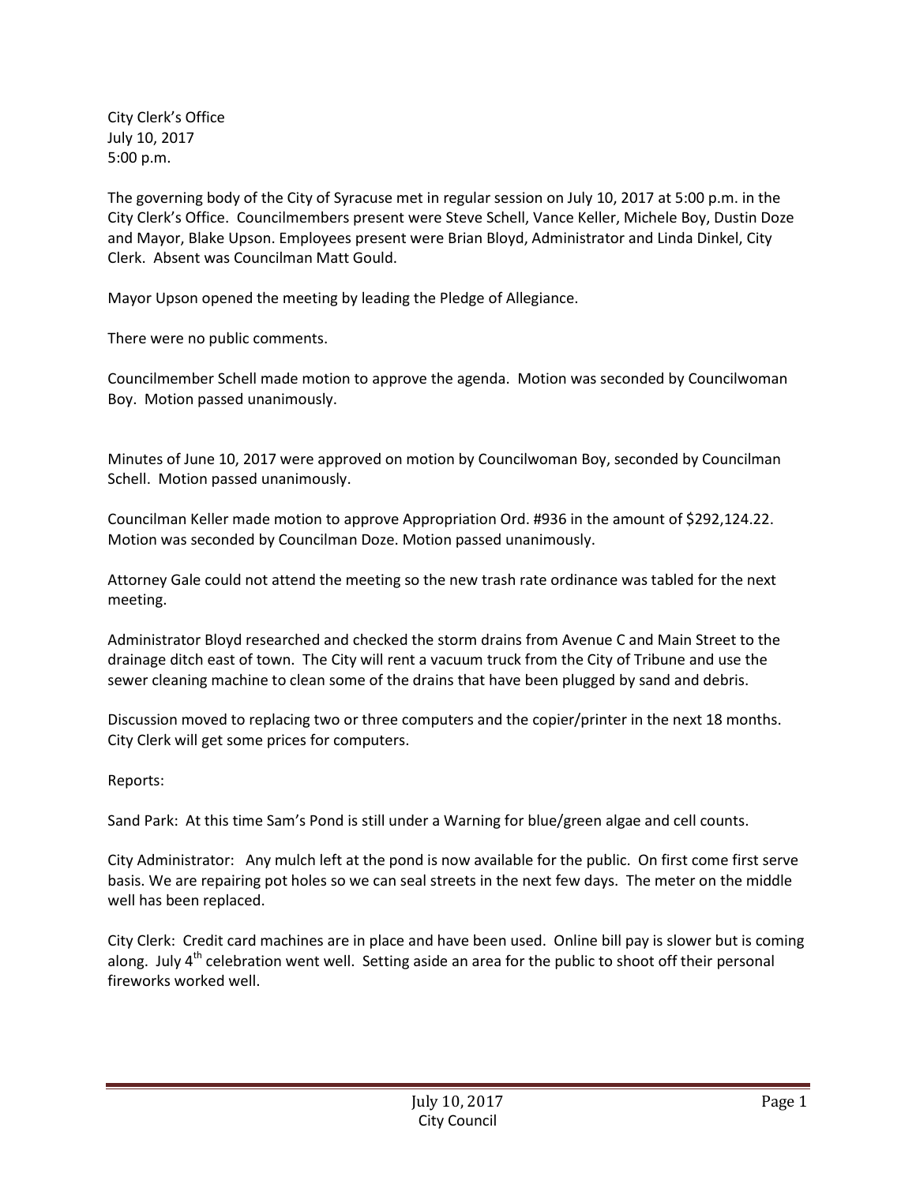City Clerk's Office
July 10, 2017
5:00 p.m.

The governing body of the City of Syracuse met in regular session on July 10, 2017 at 5:00 p.m. in the City Clerk's Office. Councilmembers present were Steve Schell, Vance Keller, Michele Boy, Dustin Doze and Mayor, Blake Upson. Employees present were Brian Bloyd, Administrator and Linda Dinkel, City Clerk. Absent was Councilman Matt Gould.

Mayor Upson opened the meeting by leading the Pledge of Allegiance.

There were no public comments.

Councilmember Schell made motion to approve the agenda. Motion was seconded by Councilwoman Boy. Motion passed unanimously.

Minutes of June 10, 2017 were approved on motion by Councilwoman Boy, seconded by Councilman Schell. Motion passed unanimously.

Councilman Keller made motion to approve Appropriation Ord. #936 in the amount of $292,124.22. Motion was seconded by Councilman Doze. Motion passed unanimously.

Attorney Gale could not attend the meeting so the new trash rate ordinance was tabled for the next meeting.

Administrator Bloyd researched and checked the storm drains from Avenue C and Main Street to the drainage ditch east of town. The City will rent a vacuum truck from the City of Tribune and use the sewer cleaning machine to clean some of the drains that have been plugged by sand and debris.

Discussion moved to replacing two or three computers and the copier/printer in the next 18 months. City Clerk will get some prices for computers.

Reports:

Sand Park: At this time Sam's Pond is still under a Warning for blue/green algae and cell counts.

City Administrator: Any mulch left at the pond is now available for the public. On first come first serve basis. We are repairing pot holes so we can seal streets in the next few days. The meter on the middle well has been replaced.

City Clerk: Credit card machines are in place and have been used. Online bill pay is slower but is coming along. July 4th celebration went well. Setting aside an area for the public to shoot off their personal fireworks worked well.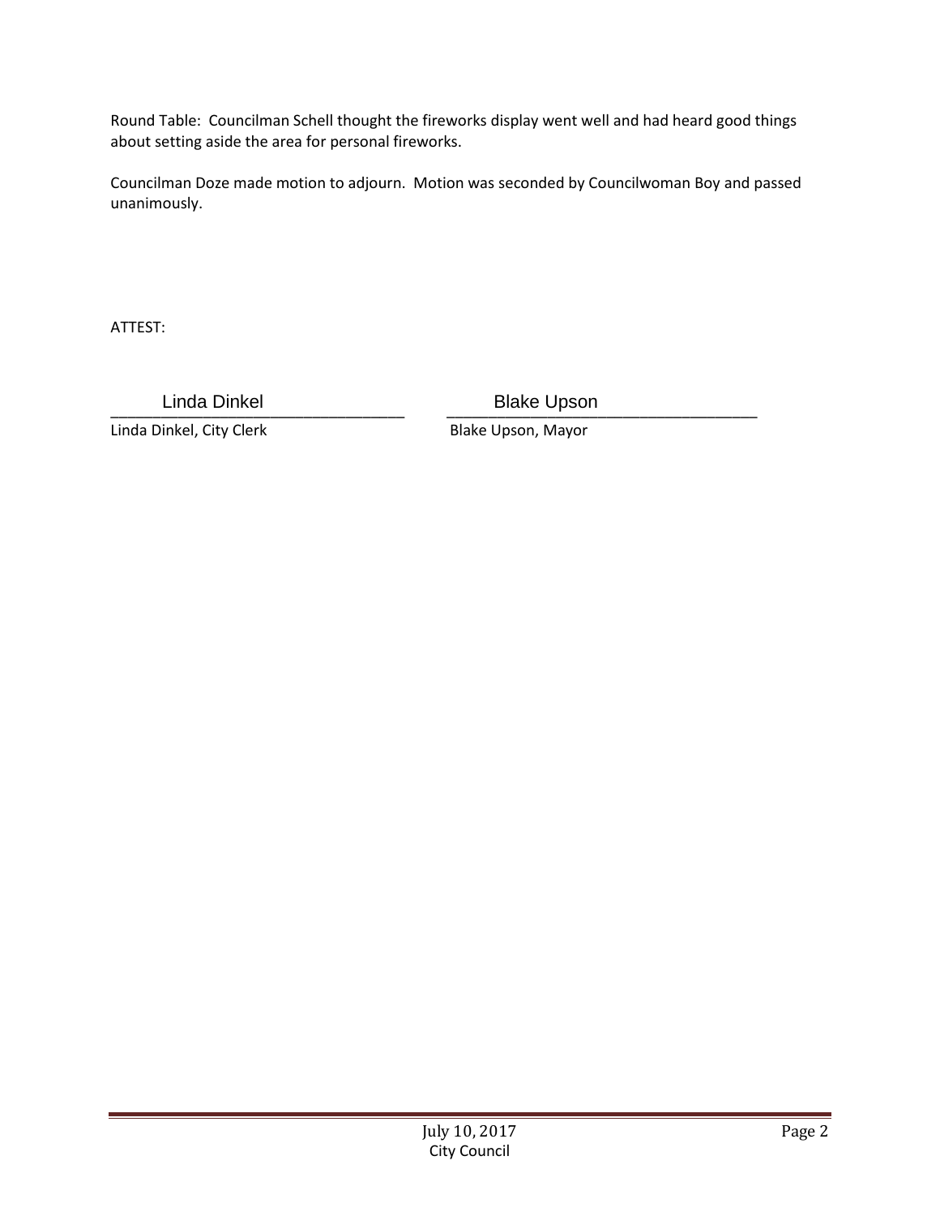Round Table: Councilman Schell thought the fireworks display went well and had heard good things about setting aside the area for personal fireworks.

Councilman Doze made motion to adjourn. Motion was seconded by Councilwoman Boy and passed unanimously.

ATTEST:

| | |
|---|---|
| Linda Dinkel | Blake Upson |
| Linda Dinkel, City Clerk | Blake Upson, Mayor |